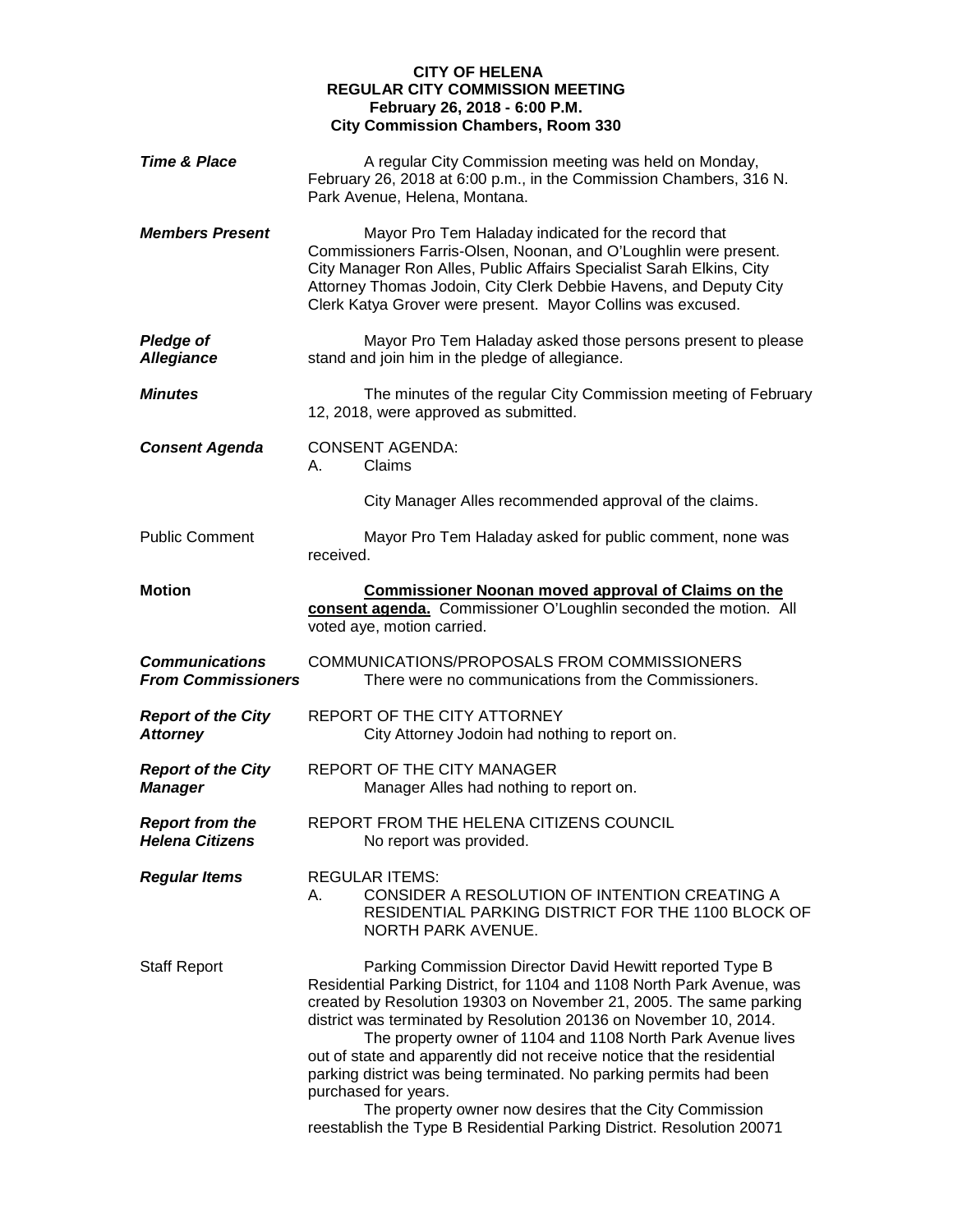**CITY OF HELENA**
**REGULAR CITY COMMISSION MEETING**
**February 26, 2018 - 6:00 P.M.**
**City Commission Chambers, Room 330**

***Time & Place***

A regular City Commission meeting was held on Monday, February 26, 2018 at 6:00 p.m., in the Commission Chambers, 316 N. Park Avenue, Helena, Montana.

***Members Present***

Mayor Pro Tem Haladay indicated for the record that Commissioners Farris-Olsen, Noonan, and O'Loughlin were present. City Manager Ron Alles, Public Affairs Specialist Sarah Elkins, City Attorney Thomas Jodoin, City Clerk Debbie Havens, and Deputy City Clerk Katya Grover were present. Mayor Collins was excused.

***Pledge of Allegiance***

Mayor Pro Tem Haladay asked those persons present to please stand and join him in the pledge of allegiance.

***Minutes***

The minutes of the regular City Commission meeting of February 12, 2018, were approved as submitted.

***Consent Agenda***

CONSENT AGENDA:
A. Claims

City Manager Alles recommended approval of the claims.

Public Comment

Mayor Pro Tem Haladay asked for public comment, none was received.

**Motion**

**Commissioner Noonan moved approval of Claims on the consent agenda.** Commissioner O'Loughlin seconded the motion. All voted aye, motion carried.

***Communications From Commissioners***

COMMUNICATIONS/PROPOSALS FROM COMMISSIONERS
There were no communications from the Commissioners.

***Report of the City Attorney***

REPORT OF THE CITY ATTORNEY
City Attorney Jodoin had nothing to report on.

***Report of the City Manager***

REPORT OF THE CITY MANAGER
Manager Alles had nothing to report on.

***Report from the Helena Citizens***

REPORT FROM THE HELENA CITIZENS COUNCIL
No report was provided.

***Regular Items***

REGULAR ITEMS:
A. CONSIDER A RESOLUTION OF INTENTION CREATING A RESIDENTIAL PARKING DISTRICT FOR THE 1100 BLOCK OF NORTH PARK AVENUE.

Staff Report

Parking Commission Director David Hewitt reported Type B Residential Parking District, for 1104 and 1108 North Park Avenue, was created by Resolution 19303 on November 21, 2005. The same parking district was terminated by Resolution 20136 on November 10, 2014.

The property owner of 1104 and 1108 North Park Avenue lives out of state and apparently did not receive notice that the residential parking district was being terminated. No parking permits had been purchased for years.

The property owner now desires that the City Commission reestablish the Type B Residential Parking District. Resolution 20071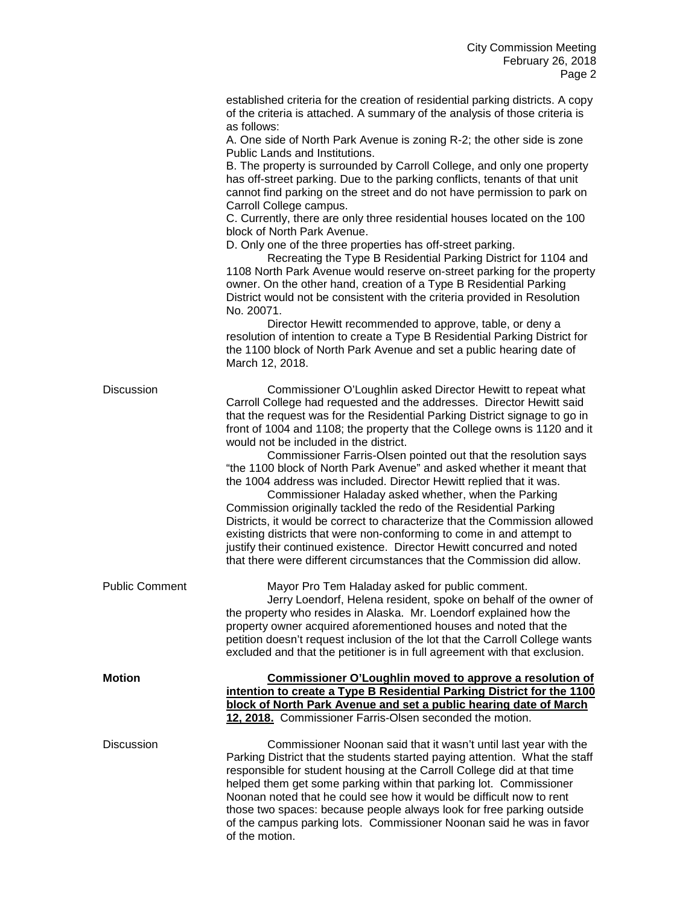established criteria for the creation of residential parking districts. A copy of the criteria is attached. A summary of the analysis of those criteria is as follows:

A. One side of North Park Avenue is zoning R-2; the other side is zone Public Lands and Institutions.

B. The property is surrounded by Carroll College, and only one property has off-street parking. Due to the parking conflicts, tenants of that unit cannot find parking on the street and do not have permission to park on Carroll College campus.

C. Currently, there are only three residential houses located on the 100 block of North Park Avenue.

D. Only one of the three properties has off-street parking.

Recreating the Type B Residential Parking District for 1104 and 1108 North Park Avenue would reserve on-street parking for the property owner. On the other hand, creation of a Type B Residential Parking District would not be consistent with the criteria provided in Resolution No. 20071.

Director Hewitt recommended to approve, table, or deny a resolution of intention to create a Type B Residential Parking District for the 1100 block of North Park Avenue and set a public hearing date of March 12, 2018.

**Discussion**

Commissioner O'Loughlin asked Director Hewitt to repeat what Carroll College had requested and the addresses. Director Hewitt said that the request was for the Residential Parking District signage to go in front of 1004 and 1108; the property that the College owns is 1120 and it would not be included in the district.

Commissioner Farris-Olsen pointed out that the resolution says "the 1100 block of North Park Avenue" and asked whether it meant that the 1004 address was included. Director Hewitt replied that it was.

Commissioner Haladay asked whether, when the Parking Commission originally tackled the redo of the Residential Parking Districts, it would be correct to characterize that the Commission allowed existing districts that were non-conforming to come in and attempt to justify their continued existence. Director Hewitt concurred and noted that there were different circumstances that the Commission did allow.

**Public Comment**

Mayor Pro Tem Haladay asked for public comment.

Jerry Loendorf, Helena resident, spoke on behalf of the owner of the property who resides in Alaska. Mr. Loendorf explained how the property owner acquired aforementioned houses and noted that the petition doesn't request inclusion of the lot that the Carroll College wants excluded and that the petitioner is in full agreement with that exclusion.

**Motion**

**Commissioner O'Loughlin moved to approve a resolution of intention to create a Type B Residential Parking District for the 1100 block of North Park Avenue and set a public hearing date of March 12, 2018.** Commissioner Farris-Olsen seconded the motion.

**Discussion**

Commissioner Noonan said that it wasn't until last year with the Parking District that the students started paying attention. What the staff responsible for student housing at the Carroll College did at that time helped them get some parking within that parking lot. Commissioner Noonan noted that he could see how it would be difficult now to rent those two spaces: because people always look for free parking outside of the campus parking lots. Commissioner Noonan said he was in favor of the motion.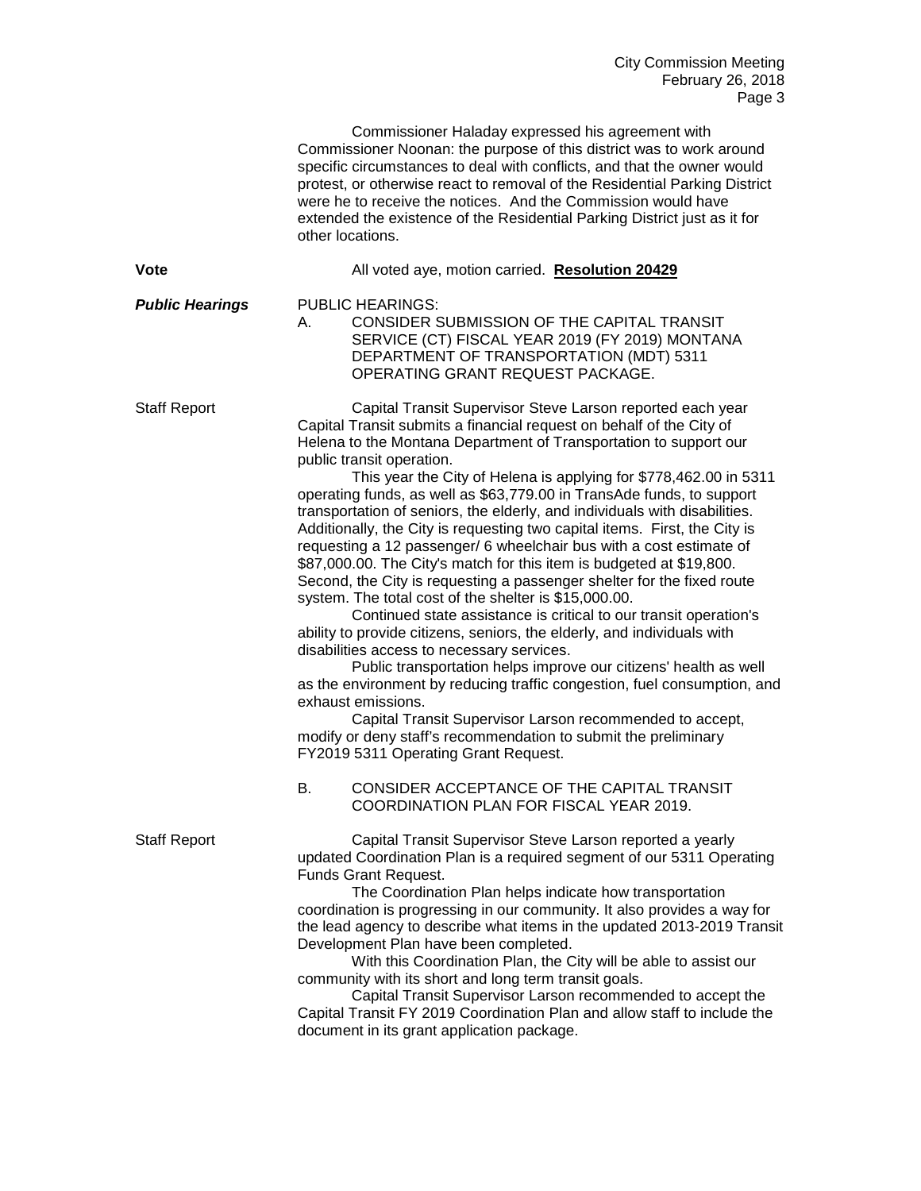Commissioner Haladay expressed his agreement with Commissioner Noonan: the purpose of this district was to work around specific circumstances to deal with conflicts, and that the owner would protest, or otherwise react to removal of the Residential Parking District were he to receive the notices. And the Commission would have extended the existence of the Residential Parking District just as it for other locations.

**Vote** All voted aye, motion carried. **Resolution 20429**

***Public Hearings*** PUBLIC HEARINGS:

A. CONSIDER SUBMISSION OF THE CAPITAL TRANSIT SERVICE (CT) FISCAL YEAR 2019 (FY 2019) MONTANA DEPARTMENT OF TRANSPORTATION (MDT) 5311 OPERATING GRANT REQUEST PACKAGE.

Staff Report

Capital Transit Supervisor Steve Larson reported each year Capital Transit submits a financial request on behalf of the City of Helena to the Montana Department of Transportation to support our public transit operation.

This year the City of Helena is applying for $778,462.00 in 5311 operating funds, as well as $63,779.00 in TransAde funds, to support transportation of seniors, the elderly, and individuals with disabilities. Additionally, the City is requesting two capital items. First, the City is requesting a 12 passenger/ 6 wheelchair bus with a cost estimate of $87,000.00. The City's match for this item is budgeted at $19,800. Second, the City is requesting a passenger shelter for the fixed route system. The total cost of the shelter is $15,000.00.

Continued state assistance is critical to our transit operation's ability to provide citizens, seniors, the elderly, and individuals with disabilities access to necessary services.

Public transportation helps improve our citizens' health as well as the environment by reducing traffic congestion, fuel consumption, and exhaust emissions.

Capital Transit Supervisor Larson recommended to accept, modify or deny staff's recommendation to submit the preliminary FY2019 5311 Operating Grant Request.

B. CONSIDER ACCEPTANCE OF THE CAPITAL TRANSIT COORDINATION PLAN FOR FISCAL YEAR 2019.

Staff Report

Capital Transit Supervisor Steve Larson reported a yearly updated Coordination Plan is a required segment of our 5311 Operating Funds Grant Request.

The Coordination Plan helps indicate how transportation coordination is progressing in our community. It also provides a way for the lead agency to describe what items in the updated 2013-2019 Transit Development Plan have been completed.

With this Coordination Plan, the City will be able to assist our community with its short and long term transit goals.

Capital Transit Supervisor Larson recommended to accept the Capital Transit FY 2019 Coordination Plan and allow staff to include the document in its grant application package.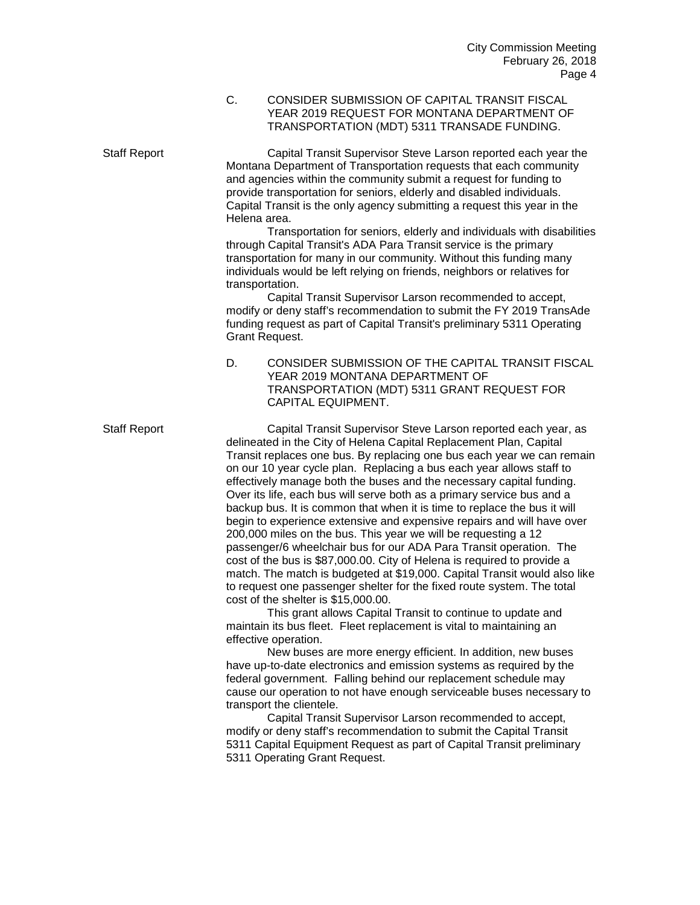C. CONSIDER SUBMISSION OF CAPITAL TRANSIT FISCAL YEAR 2019 REQUEST FOR MONTANA DEPARTMENT OF TRANSPORTATION (MDT) 5311 TRANSADE FUNDING.

**Staff Report**

Capital Transit Supervisor Steve Larson reported each year the Montana Department of Transportation requests that each community and agencies within the community submit a request for funding to provide transportation for seniors, elderly and disabled individuals. Capital Transit is the only agency submitting a request this year in the Helena area.

Transportation for seniors, elderly and individuals with disabilities through Capital Transit's ADA Para Transit service is the primary transportation for many in our community. Without this funding many individuals would be left relying on friends, neighbors or relatives for transportation.

Capital Transit Supervisor Larson recommended to accept, modify or deny staff's recommendation to submit the FY 2019 TransAde funding request as part of Capital Transit's preliminary 5311 Operating Grant Request.

D. CONSIDER SUBMISSION OF THE CAPITAL TRANSIT FISCAL YEAR 2019 MONTANA DEPARTMENT OF TRANSPORTATION (MDT) 5311 GRANT REQUEST FOR CAPITAL EQUIPMENT.

**Staff Report**

Capital Transit Supervisor Steve Larson reported each year, as delineated in the City of Helena Capital Replacement Plan, Capital Transit replaces one bus. By replacing one bus each year we can remain on our 10 year cycle plan. Replacing a bus each year allows staff to effectively manage both the buses and the necessary capital funding. Over its life, each bus will serve both as a primary service bus and a backup bus. It is common that when it is time to replace the bus it will begin to experience extensive and expensive repairs and will have over 200,000 miles on the bus. This year we will be requesting a 12 passenger/6 wheelchair bus for our ADA Para Transit operation. The cost of the bus is $87,000.00. City of Helena is required to provide a match. The match is budgeted at $19,000. Capital Transit would also like to request one passenger shelter for the fixed route system. The total cost of the shelter is $15,000.00.

This grant allows Capital Transit to continue to update and maintain its bus fleet. Fleet replacement is vital to maintaining an effective operation.

New buses are more energy efficient. In addition, new buses have up-to-date electronics and emission systems as required by the federal government. Falling behind our replacement schedule may cause our operation to not have enough serviceable buses necessary to transport the clientele.

Capital Transit Supervisor Larson recommended to accept, modify or deny staff's recommendation to submit the Capital Transit 5311 Capital Equipment Request as part of Capital Transit preliminary 5311 Operating Grant Request.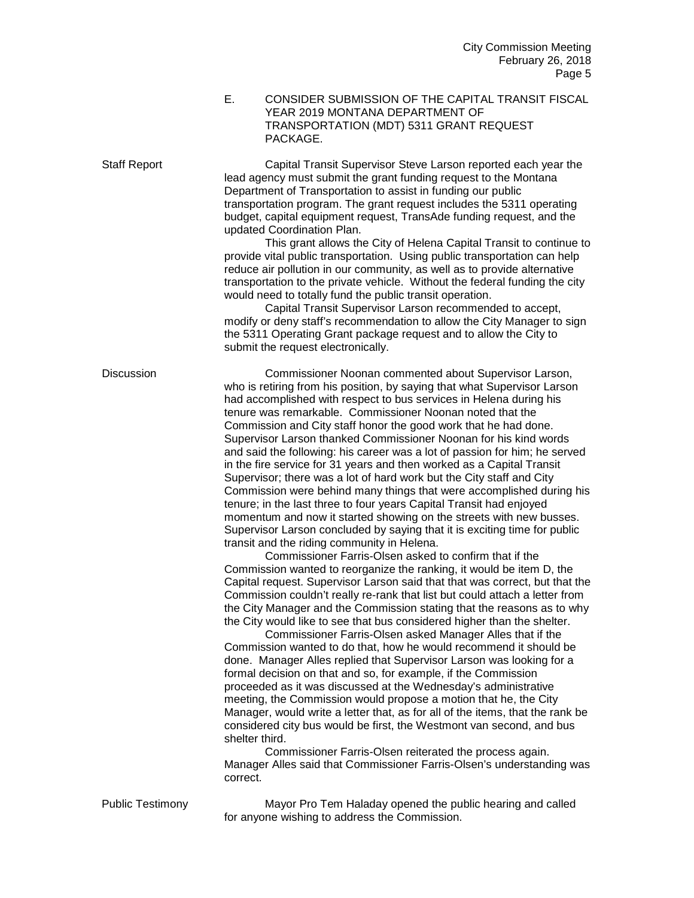E. CONSIDER SUBMISSION OF THE CAPITAL TRANSIT FISCAL YEAR 2019 MONTANA DEPARTMENT OF TRANSPORTATION (MDT) 5311 GRANT REQUEST PACKAGE.

**Staff Report**

Capital Transit Supervisor Steve Larson reported each year the lead agency must submit the grant funding request to the Montana Department of Transportation to assist in funding our public transportation program. The grant request includes the 5311 operating budget, capital equipment request, TransAde funding request, and the updated Coordination Plan.

This grant allows the City of Helena Capital Transit to continue to provide vital public transportation. Using public transportation can help reduce air pollution in our community, as well as to provide alternative transportation to the private vehicle. Without the federal funding the city would need to totally fund the public transit operation.

Capital Transit Supervisor Larson recommended to accept, modify or deny staff's recommendation to allow the City Manager to sign the 5311 Operating Grant package request and to allow the City to submit the request electronically.

**Discussion**

Commissioner Noonan commented about Supervisor Larson, who is retiring from his position, by saying that what Supervisor Larson had accomplished with respect to bus services in Helena during his tenure was remarkable. Commissioner Noonan noted that the Commission and City staff honor the good work that he had done. Supervisor Larson thanked Commissioner Noonan for his kind words and said the following: his career was a lot of passion for him; he served in the fire service for 31 years and then worked as a Capital Transit Supervisor; there was a lot of hard work but the City staff and City Commission were behind many things that were accomplished during his tenure; in the last three to four years Capital Transit had enjoyed momentum and now it started showing on the streets with new busses. Supervisor Larson concluded by saying that it is exciting time for public transit and the riding community in Helena.

Commissioner Farris-Olsen asked to confirm that if the Commission wanted to reorganize the ranking, it would be item D, the Capital request. Supervisor Larson said that that was correct, but that the Commission couldn't really re-rank that list but could attach a letter from the City Manager and the Commission stating that the reasons as to why the City would like to see that bus considered higher than the shelter.

Commissioner Farris-Olsen asked Manager Alles that if the Commission wanted to do that, how he would recommend it should be done. Manager Alles replied that Supervisor Larson was looking for a formal decision on that and so, for example, if the Commission proceeded as it was discussed at the Wednesday's administrative meeting, the Commission would propose a motion that he, the City Manager, would write a letter that, as for all of the items, that the rank be considered city bus would be first, the Westmont van second, and bus shelter third.

Commissioner Farris-Olsen reiterated the process again. Manager Alles said that Commissioner Farris-Olsen's understanding was correct.

**Public Testimony**

Mayor Pro Tem Haladay opened the public hearing and called for anyone wishing to address the Commission.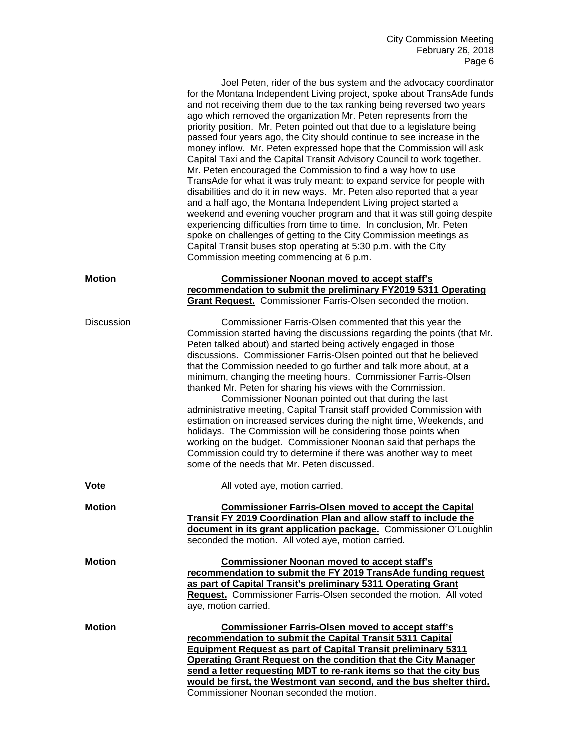Joel Peten, rider of the bus system and the advocacy coordinator for the Montana Independent Living project, spoke about TransAde funds and not receiving them due to the tax ranking being reversed two years ago which removed the organization Mr. Peten represents from the priority position. Mr. Peten pointed out that due to a legislature being passed four years ago, the City should continue to see increase in the money inflow. Mr. Peten expressed hope that the Commission will ask Capital Taxi and the Capital Transit Advisory Council to work together. Mr. Peten encouraged the Commission to find a way how to use TransAde for what it was truly meant: to expand service for people with disabilities and do it in new ways. Mr. Peten also reported that a year and a half ago, the Montana Independent Living project started a weekend and evening voucher program and that it was still going despite experiencing difficulties from time to time. In conclusion, Mr. Peten spoke on challenges of getting to the City Commission meetings as Capital Transit buses stop operating at 5:30 p.m. with the City Commission meeting commencing at 6 p.m.

**Motion**

**Commissioner Noonan moved to accept staff's recommendation to submit the preliminary FY2019 5311 Operating Grant Request.** Commissioner Farris-Olsen seconded the motion.

Discussion

Commissioner Farris-Olsen commented that this year the Commission started having the discussions regarding the points (that Mr. Peten talked about) and started being actively engaged in those discussions. Commissioner Farris-Olsen pointed out that he believed that the Commission needed to go further and talk more about, at a minimum, changing the meeting hours. Commissioner Farris-Olsen thanked Mr. Peten for sharing his views with the Commission.

Commissioner Noonan pointed out that during the last administrative meeting, Capital Transit staff provided Commission with estimation on increased services during the night time, Weekends, and holidays. The Commission will be considering those points when working on the budget. Commissioner Noonan said that perhaps the Commission could try to determine if there was another way to meet some of the needs that Mr. Peten discussed.

**Vote**

All voted aye, motion carried.

**Motion**

**Commissioner Farris-Olsen moved to accept the Capital Transit FY 2019 Coordination Plan and allow staff to include the document in its grant application package.** Commissioner O'Loughlin seconded the motion. All voted aye, motion carried.

**Motion**

**Commissioner Noonan moved to accept staff's recommendation to submit the FY 2019 TransAde funding request as part of Capital Transit's preliminary 5311 Operating Grant Request.** Commissioner Farris-Olsen seconded the motion. All voted aye, motion carried.

**Motion**

**Commissioner Farris-Olsen moved to accept staff's recommendation to submit the Capital Transit 5311 Capital Equipment Request as part of Capital Transit preliminary 5311 Operating Grant Request on the condition that the City Manager send a letter requesting MDT to re-rank items so that the city bus would be first, the Westmont van second, and the bus shelter third.** Commissioner Noonan seconded the motion.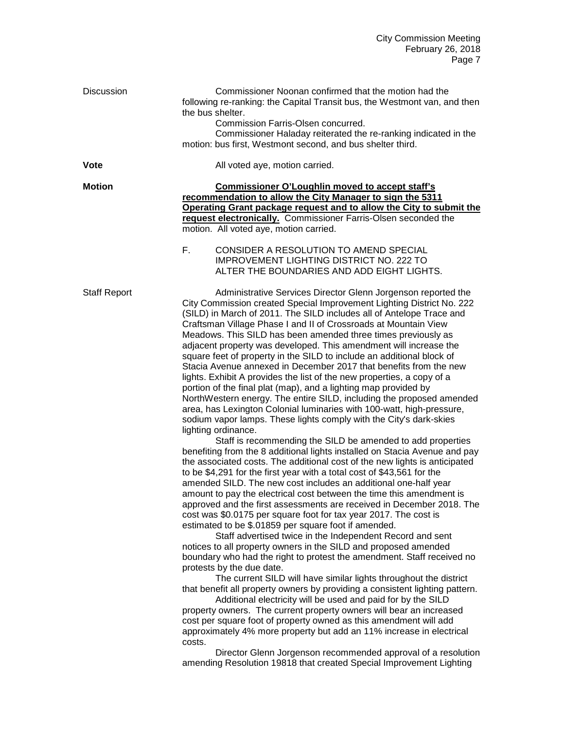**Discussion**

Commissioner Noonan confirmed that the motion had the following re-ranking: the Capital Transit bus, the Westmont van, and then the bus shelter.

Commission Farris-Olsen concurred.

Commissioner Haladay reiterated the re-ranking indicated in the motion: bus first, Westmont second, and bus shelter third.

**Vote**

All voted aye, motion carried.

**Motion**

**Commissioner O'Loughlin moved to accept staff's recommendation to allow the City Manager to sign the 5311 Operating Grant package request and to allow the City to submit the request electronically.** Commissioner Farris-Olsen seconded the motion. All voted aye, motion carried.

F. CONSIDER A RESOLUTION TO AMEND SPECIAL IMPROVEMENT LIGHTING DISTRICT NO. 222 TO ALTER THE BOUNDARIES AND ADD EIGHT LIGHTS.

**Staff Report**

Administrative Services Director Glenn Jorgenson reported the City Commission created Special Improvement Lighting District No. 222 (SILD) in March of 2011. The SILD includes all of Antelope Trace and Craftsman Village Phase I and II of Crossroads at Mountain View Meadows. This SILD has been amended three times previously as adjacent property was developed. This amendment will increase the square feet of property in the SILD to include an additional block of Stacia Avenue annexed in December 2017 that benefits from the new lights. Exhibit A provides the list of the new properties, a copy of a portion of the final plat (map), and a lighting map provided by NorthWestern energy. The entire SILD, including the proposed amended area, has Lexington Colonial luminaries with 100-watt, high-pressure, sodium vapor lamps. These lights comply with the City's dark-skies lighting ordinance.

Staff is recommending the SILD be amended to add properties benefiting from the 8 additional lights installed on Stacia Avenue and pay the associated costs. The additional cost of the new lights is anticipated to be $4,291 for the first year with a total cost of $43,561 for the amended SILD. The new cost includes an additional one-half year amount to pay the electrical cost between the time this amendment is approved and the first assessments are received in December 2018. The cost was $0.0175 per square foot for tax year 2017. The cost is estimated to be $.01859 per square foot if amended.

Staff advertised twice in the Independent Record and sent notices to all property owners in the SILD and proposed amended boundary who had the right to protest the amendment. Staff received no protests by the due date.

The current SILD will have similar lights throughout the district that benefit all property owners by providing a consistent lighting pattern.

Additional electricity will be used and paid for by the SILD property owners. The current property owners will bear an increased cost per square foot of property owned as this amendment will add approximately 4% more property but add an 11% increase in electrical costs.

Director Glenn Jorgenson recommended approval of a resolution amending Resolution 19818 that created Special Improvement Lighting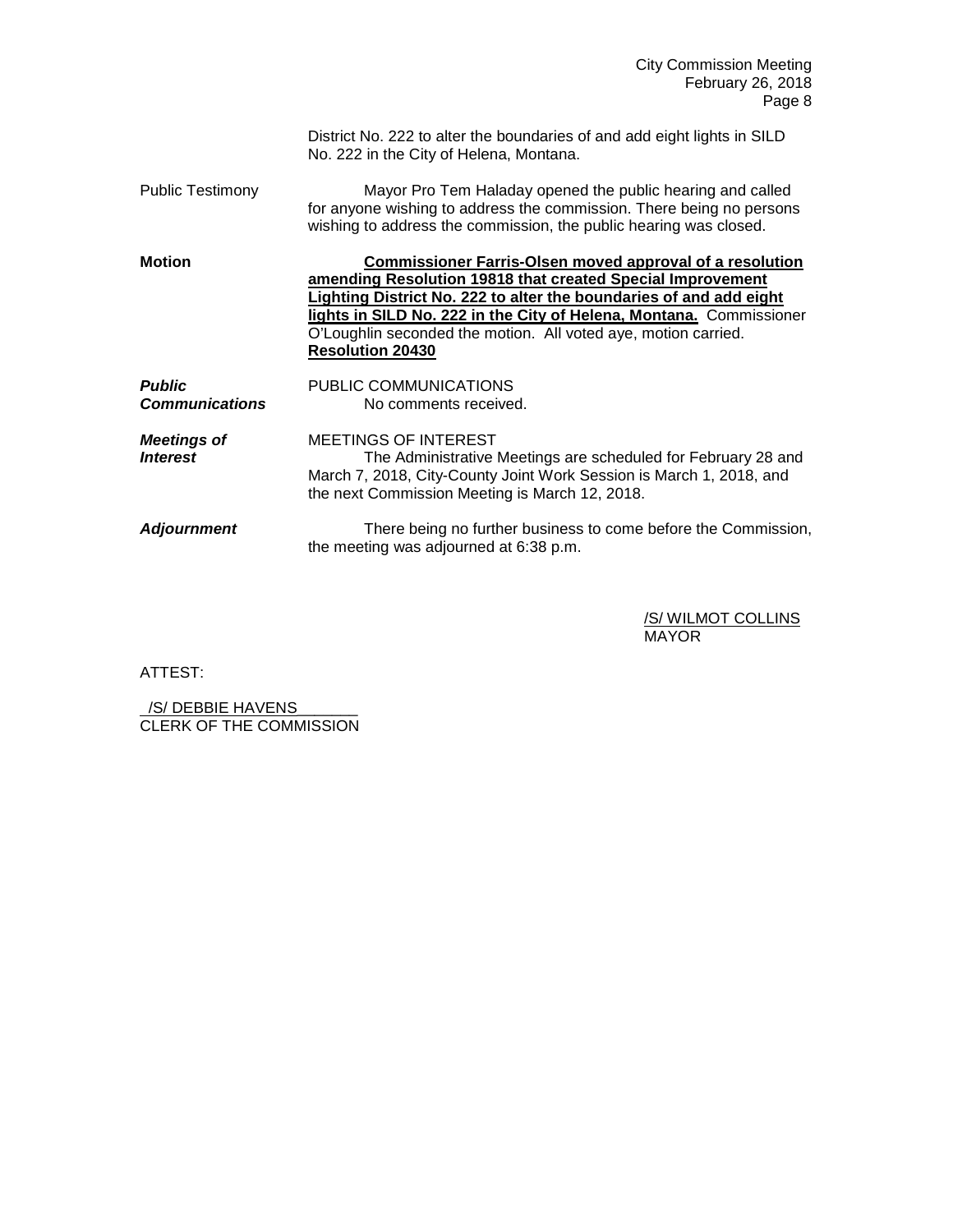District No. 222 to alter the boundaries of and add eight lights in SILD No. 222 in the City of Helena, Montana.

Public Testimony

Mayor Pro Tem Haladay opened the public hearing and called for anyone wishing to address the commission. There being no persons wishing to address the commission, the public hearing was closed.

**Motion**

**Commissioner Farris-Olsen moved approval of a resolution amending Resolution 19818 that created Special Improvement Lighting District No. 222 to alter the boundaries of and add eight lights in SILD No. 222 in the City of Helena, Montana.** Commissioner O'Loughlin seconded the motion. All voted aye, motion carried. **Resolution 20430**

***Public Communications***

PUBLIC COMMUNICATIONS

No comments received.

***Meetings of Interest***

MEETINGS OF INTEREST

The Administrative Meetings are scheduled for February 28 and March 7, 2018, City-County Joint Work Session is March 1, 2018, and the next Commission Meeting is March 12, 2018.

***Adjournment***

There being no further business to come before the Commission, the meeting was adjourned at 6:38 p.m.

/S/ WILMOT COLLINS
MAYOR

ATTEST:

/S/ DEBBIE HAVENS
CLERK OF THE COMMISSION